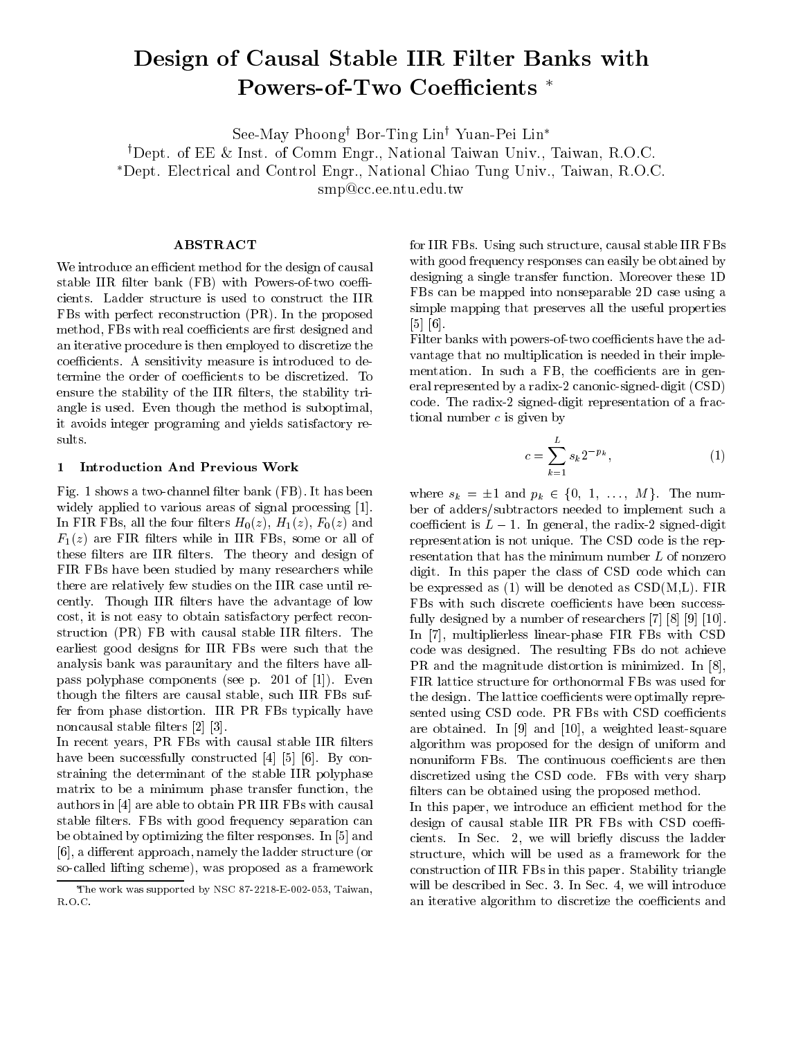# Design of Causal Stable IIR Filter Banks with Powers-of-Two Coefficients *

See-May Phoong[†] Bor-Ting Lin[†] Yuan-Pei Lin[*]

[†]Dept. of EE & Inst. of Comm Engr., National Taiwan Univ., Taiwan, R.O.C.

[*]Dept. Electrical and Control Engr., National Chiao Tung Univ., Taiwan, R.O.C.

smp@cc.ee.ntu.edu.tw

## ABSTRACT

We introduce an efficient method for the design of causal stable IIR filter bank (FB) with Powers-of-two coefficients. Ladder structure is used to construct the IIR FBs with perfect reconstruction (PR). In the proposed method, FBs with real coefficients are first designed and an iterative procedure is then employed to discretize the coefficients. A sensitivity measure is introduced to determine the order of coefficients to be discretized. To ensure the stability of the IIR filters, the stability triangle is used. Even though the method is suboptimal, it avoids integer programing and yields satisfactory results.

## 1 Introduction And Previous Work

Fig. 1 shows a two-channel filter bank (FB). It has been widely applied to various areas of signal processing [1]. In FIR FBs, all the four filters $H_0(z)$, $H_1(z)$, $F_0(z)$ and $F_1(z)$ are FIR filters while in IIR FBs, some or all of these filters are IIR filters. The theory and design of FIR FBs have been studied by many researchers while there are relatively few studies on the IIR case until recently. Though IIR filters have the advantage of low cost, it is not easy to obtain satisfactory perfect reconstruction (PR) FB with causal stable IIR filters. The earliest good designs for IIR FBs were such that the analysis bank was paraunitary and the filters have allpass polyphase components (see p. 201 of [1]). Even though the filters are causal stable, such IIR FBs suffer from phase distortion. IIR PR FBs typically have noncausal stable filters [2] [3].

In recent years, PR FBs with causal stable IIR filters have been successfully constructed [4] [5] [6]. By constraining the determinant of the stable IIR polyphase matrix to be a minimum phase transfer function, the authors in [4] are able to obtain PR IIR FBs with causal stable filters. FBs with good frequency separation can be obtained by optimizing the filter responses. In [5] and [6], a different approach, namely the ladder structure (or so-called lifting scheme), was proposed as a framework for IIR FBs. Using such structure, causal stable IIR FBs with good frequency responses can easily be obtained by designing a single transfer function. Moreover these 1D FBs can be mapped into nonseparable 2D case using a simple mapping that preserves all the useful properties [5] [6].

Filter banks with powers-of-two coefficients have the advantage that no multiplication is needed in their implementation. In such a FB, the coefficients are in general represented by a radix-2 canonic-signed-digit (CSD) code. The radix-2 signed-digit representation of a fractional number $c$ is given by

$$c = \sum_{k=1}^{L} s_k 2^{-p_k}, \tag{1}$$

where $s_k = \pm 1$ and $p_k \in \{0, 1, \ldots, M\}$. The number of adders/subtractors needed to implement such a coefficient is $L-1$. In general, the radix-2 signed-digit representation is not unique. The CSD code is the representation that has the minimum number $L$ of nonzero digit. In this paper the class of CSD code which can be expressed as (1) will be denoted as CSD(M,L). FIR FBs with such discrete coefficients have been successfully designed by a number of researchers [7] [8] [9] [10]. In [7], multiplierless linear-phase FIR FBs with CSD code was designed. The resulting FBs do not achieve PR and the magnitude distortion is minimized. In [8], FIR lattice structure for orthonormal FBs was used for the design. The lattice coefficients were optimally represented using CSD code. PR FBs with CSD coefficients are obtained. In [9] and [10], a weighted least-square algorithm was proposed for the design of uniform and nonuniform FBs. The continuous coefficients are then discretized using the CSD code. FBs with very sharp filters can be obtained using the proposed method.

In this paper, we introduce an efficient method for the design of causal stable IIR PR FBs with CSD coefficients. In Sec. 2, we will briefly discuss the ladder structure, which will be used as a framework for the construction of IIR FBs in this paper. Stability triangle will be described in Sec. 3. In Sec. 4, we will introduce an iterative algorithm to discretize the coefficients and

*The work was supported by NSC 87-2218-E-002-053, Taiwan, R.O.C.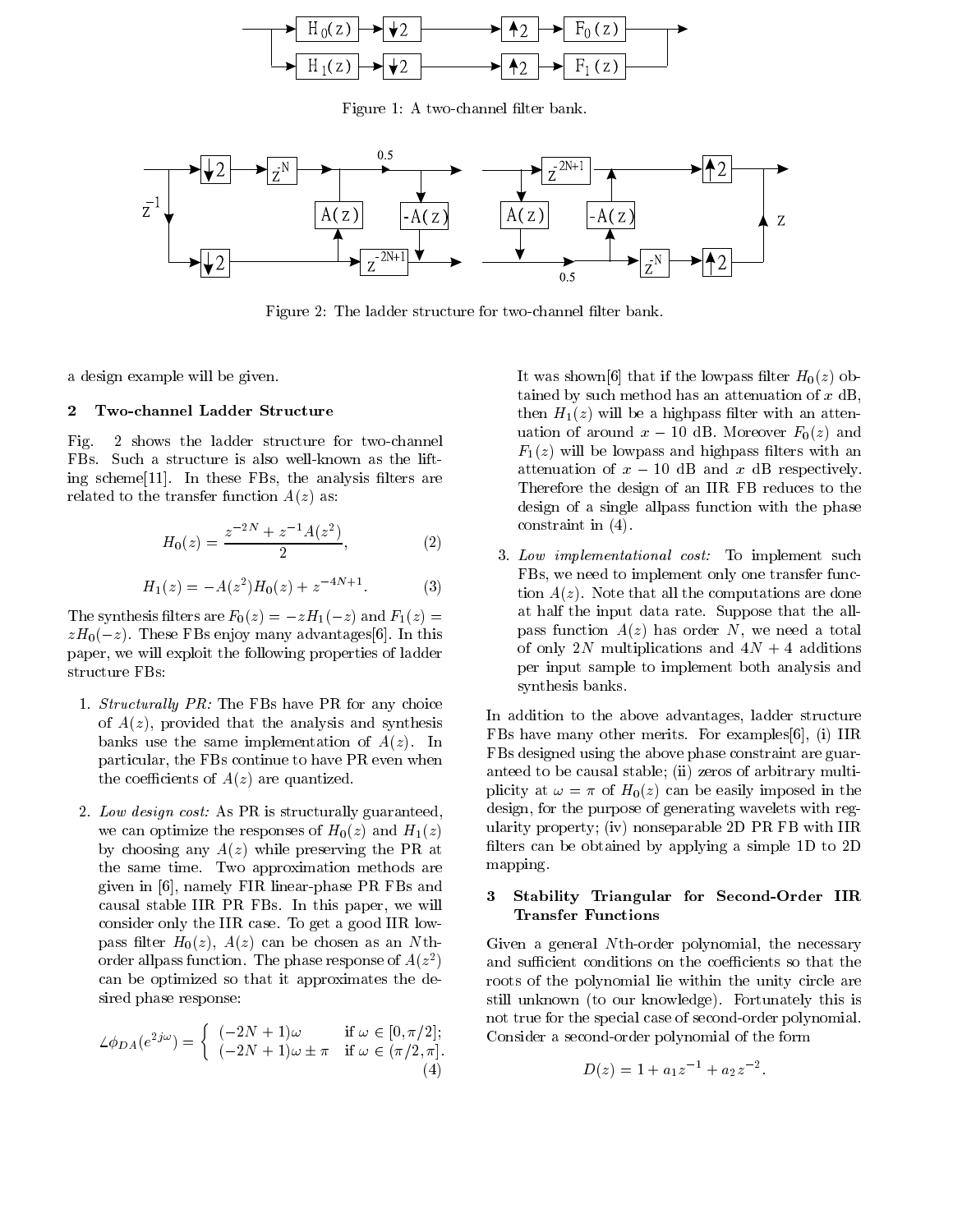Figure 1: A two-channel filter bank.

Figure 2: The ladder structure for two-channel filter bank.

a design example will be given.

## 2 Two-channel Ladder Structure

Fig. 2 shows the ladder structure for two-channel FBs. Such a structure is also well-known as the lifting scheme[11]. In these FBs, the analysis filters are related to the transfer function $A(z)$ as:

$$H_0(z) = \frac{z^{-2N} + z^{-1}A(z^2)}{2}, \tag{2}$$

$$H_1(z) = -A(z^2)H_0(z) + z^{-4N+1}. \tag{3}$$

The synthesis filters are $F_0(z) = -zH_1(-z)$ and $F_1(z) = zH_0(-z)$. These FBs enjoy many advantages[6]. In this paper, we will exploit the following properties of ladder structure FBs:

1. *Structurally PR:* The FBs have PR for any choice of $A(z)$, provided that the analysis and synthesis banks use the same implementation of $A(z)$. In particular, the FBs continue to have PR even when the coefficients of $A(z)$ are quantized.

2. *Low design cost:* As PR is structurally guaranteed, we can optimize the responses of $H_0(z)$ and $H_1(z)$ by choosing any $A(z)$ while preserving the PR at the same time. Two approximation methods are given in [6], namely FIR linear-phase PR FBs and causal stable IIR PR FBs. In this paper, we will consider only the IIR case. To get a good IIR lowpass filter $H_0(z)$, $A(z)$ can be chosen as an $N$th-order allpass function. The phase response of $A(z^2)$ can be optimized so that it approximates the desired phase response:

$$\angle\phi_{DA}(e^{2j\omega}) = \begin{cases} (-2N+1)\omega & \text{if } \omega \in [0, \pi/2]; \\ (-2N+1)\omega \pm \pi & \text{if } \omega \in (\pi/2, \pi]. \end{cases} \tag{4}$$

   It was shown[6] that if the lowpass filter $H_0(z)$ obtained by such method has an attenuation of $x$ dB, then $H_1(z)$ will be a highpass filter with an attenuation of around $x - 10$ dB. Moreover $F_0(z)$ and $F_1(z)$ will be lowpass and highpass filters with an attenuation of $x - 10$ dB and $x$ dB respectively. Therefore the design of an IIR FB reduces to the design of a single allpass function with the phase constraint in (4).

3. *Low implementational cost:* To implement such FBs, we need to implement only one transfer function $A(z)$. Note that all the computations are done at half the input data rate. Suppose that the allpass function $A(z)$ has order $N$, we need a total of only $2N$ multiplications and $4N + 4$ additions per input sample to implement both analysis and synthesis banks.

In addition to the above advantages, ladder structure FBs have many other merits. For examples[6], (i) IIR FBs designed using the above phase constraint are guaranteed to be causal stable; (ii) zeros of arbitrary multiplicity at $\omega = \pi$ of $H_0(z)$ can be easily imposed in the design, for the purpose of generating wavelets with regularity property; (iv) nonseparable 2D PR FB with IIR filters can be obtained by applying a simple 1D to 2D mapping.

## 3 Stability Triangular for Second-Order IIR Transfer Functions

Given a general $N$th-order polynomial, the necessary and sufficient conditions on the coefficients so that the roots of the polynomial lie within the unity circle are still unknown (to our knowledge). Fortunately this is not true for the special case of second-order polynomial. Consider a second-order polynomial of the form

$$D(z) = 1 + a_1 z^{-1} + a_2 z^{-2}.$$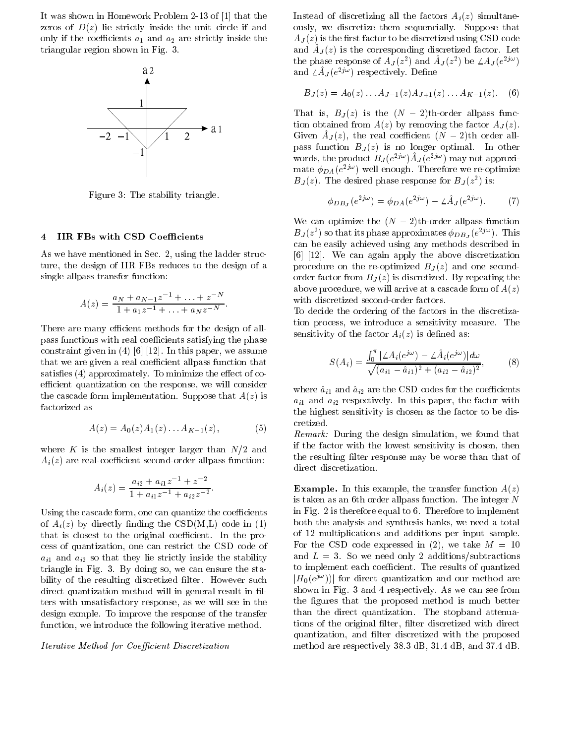It was shown in Homework Problem 2-13 of [1] that the zeros of $D(z)$ lie strictly inside the unit circle if and only if the coefficients $a_1$ and $a_2$ are strictly inside the triangular region shown in Fig. 3.

Figure 3: The stability triangle.

## 4 IIR FBs with CSD Coefficients

As we have mentioned in Sec. 2, using the ladder structure, the design of IIR FBs reduces to the design of a single allpass transfer function:

$$A(z) = \frac{a_N + a_{N-1}z^{-1} + \ldots + z^{-N}}{1 + a_1 z^{-1} + \ldots + a_N z^{-N}}.$$

There are many efficient methods for the design of allpass functions with real coefficients satisfying the phase constraint given in (4) [6] [12]. In this paper, we assume that we are given a real coefficient allpass function that satisfies (4) approximately. To minimize the effect of coefficient quantization on the response, we will consider the cascade form implementation. Suppose that $A(z)$ is factorized as

$$A(z) = A_0(z)A_1(z)\ldots A_{K-1}(z), \qquad (5)$$

where $K$ is the smallest integer larger than $N/2$ and $A_i(z)$ are real-coefficient second-order allpass function:

$$A_i(z) = \frac{a_{i2} + a_{i1}z^{-1} + z^{-2}}{1 + a_{i1}z^{-1} + a_{i2}z^{-2}}.$$

Using the cascade form, one can quantize the coefficients of $A_i(z)$ by directly finding the CSD(M,L) code in (1) that is closest to the original coefficient. In the process of quantization, one can restrict the CSD code of $a_{i1}$ and $a_{i2}$ so that they lie strictly inside the stability triangle in Fig. 3. By doing so, we can ensure the stability of the resulting discretized filter. However such direct quantization method will in general result in filters with unsatisfactory response, as we will see in the design exmple. To improve the response of the transfer function, we introduce the following iterative method.

*Iterative Method for Coefficient Discretization*

Instead of discretizing all the factors $A_i(z)$ simultaneously, we discretize them sequencially. Suppose that $A_J(z)$ is the first factor to be discretized using CSD code and $\hat{A}_J(z)$ is the corresponding discretized factor. Let the phase response of $A_J(z^2)$ and $\hat{A}_J(z^2)$ be $\angle A_J(e^{2j\omega})$ and $\angle\hat{A}_J(e^{2j\omega})$ respectively. Define

$$B_J(z) = A_0(z)\ldots A_{J-1}(z)A_{J+1}(z)\ldots A_{K-1}(z). \qquad (6)$$

That is, $B_J(z)$ is the $(N-2)$th-order allpass function obtained from $A(z)$ by removing the factor $A_J(z)$. Given $\hat{A}_J(z)$, the real coefficient $(N-2)$th order allpass function $B_J(z)$ is no longer optimal. In other words, the product $B_J(e^{2j\omega})\hat{A}_J(e^{2j\omega})$ may not approximate $\phi_{DA}(e^{2j\omega})$ well enough. Therefore we re-optimize $B_J(z)$. The desired phase response for $B_J(z^2)$ is:

$$\phi_{DB_J}(e^{2j\omega}) = \phi_{DA}(e^{2j\omega}) - \angle\hat{A}_J(e^{2j\omega}). \qquad (7)$$

We can optimize the $(N-2)$th-order allpass function $B_J(z^2)$ so that its phase approximates $\phi_{DB_J}(e^{2j\omega})$. This can be easily achieved using any methods described in [6] [12]. We can again apply the above discretization procedure on the re-optimized $B_J(z)$ and one second-order factor from $B_J(z)$ is discretized. By repeating the above procedure, we will arrive at a cascade form of $A(z)$ with discretized second-order factors.

To decide the ordering of the factors in the discretization process, we introduce a sensitivity measure. The sensitivity of the factor $A_i(z)$ is defined as:

$$S(A_i) = \frac{\int_0^\pi |\angle A_i(e^{j\omega}) - \angle\hat{A}_i(e^{j\omega})|d\omega}{\sqrt{(a_{i1}-\hat{a}_{i1})^2 + (a_{i2}-\hat{a}_{i2})^2}}, \qquad (8)$$

where $\hat{a}_{i1}$ and $\hat{a}_{i2}$ are the CSD codes for the coefficients $a_{i1}$ and $a_{i2}$ respectively. In this paper, the factor with the highest sensitivity is chosen as the factor to be discretized.

*Remark:* During the design simulation, we found that if the factor with the lowest sensitivity is chosen, then the resulting filter response may be worse than that of direct discretization.

**Example.** In this example, the transfer function $A(z)$ is taken as an 6th order allpass function. The integer $N$ in Fig. 2 is therefore equal to 6. Therefore to implement both the analysis and synthesis banks, we need a total of 12 multiplications and additions per input sample. For the CSD code expressed in (2), we take $M = 10$ and $L = 3$. So we need only 2 additions/subtractions to implement each coefficient. The results of quantized $|H_0(e^{j\omega})|$ for direct quantization and our method are shown in Fig. 3 and 4 respectively. As we can see from the figures that the proposed method is much better than the direct quantization. The stopband attenuations of the original filter, filter discretized with direct quantization, and filter discretized with the proposed method are respectively 38.3 dB, 31.4 dB, and 37.4 dB.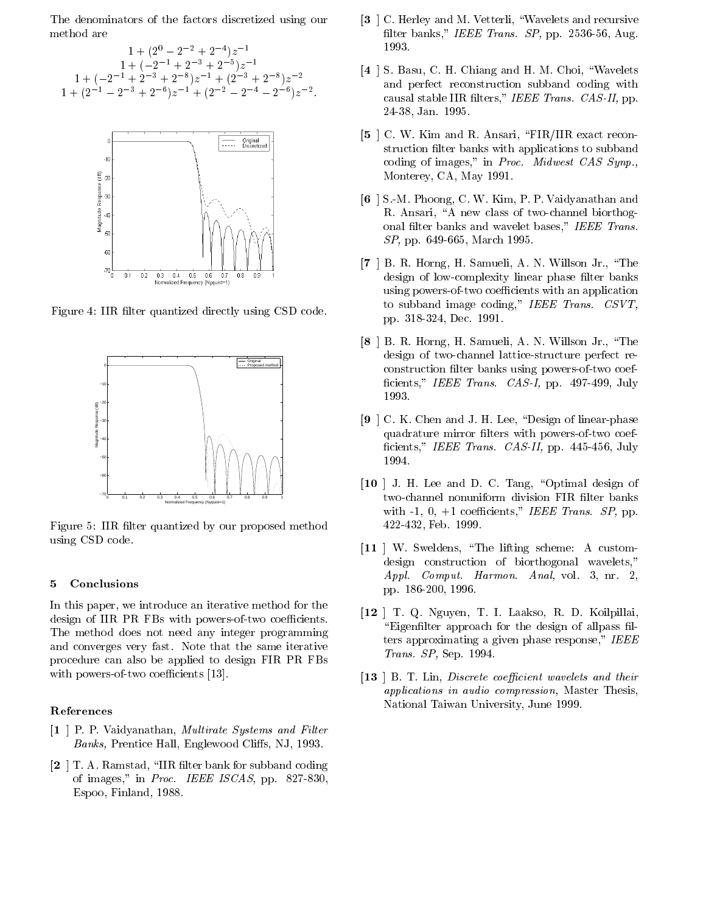The denominators of the factors discretized using our method are

$$
\begin{gathered}
1 + (2^0 - 2^{-2} + 2^{-4})z^{-1} \\
1 + (-2^{-1} + 2^{-3} + 2^{-5})z^{-1} \\
1 + (-2^{-1} + 2^{-3} + 2^{-8})z^{-1} + (2^{-3} + 2^{-8})z^{-2} \\
1 + (2^{-1} - 2^{-3} + 2^{-6})z^{-1} + (2^{-2} - 2^{-4} - 2^{-6})z^{-2}.
\end{gathered}
$$

Original
Discretized
Magnitude Response (dB)
Normalized Frequency (Nyquist=1)
0
-10
-20
-30
-40
-50
-60
-70
0 0.1 0.2 0.3 0.4 0.5 0.6 0.7 0.8 0.9 1

Figure 4: IIR filter quantized directly using CSD code.

Original
Proposed method
Magnitude Response (dB)
Normalized Frequency (Nyquist=1)
0
−10
−20
−30
−40
−50
−60
−70
0 0.1 0.2 0.3 0.4 0.5 0.6 0.7 0.8 0.9 1

Figure 5: IIR filter quantized by our proposed method using CSD code.

## 5 Conclusions

In this paper, we introduce an iterative method for the design of IIR PR FBs with powers-of-two coefficients. The method does not need any integer programming and converges very fast. Note that the same iterative procedure can also be applied to design FIR PR FBs with powers-of-two coefficients [13].

### References

[1] P. P. Vaidyanathan, *Multirate Systems and Filter Banks,* Prentice Hall, Englewood Cliffs, NJ, 1993.

[2] T. A. Ramstad, "IIR filter bank for subband coding of images," in *Proc. IEEE ISCAS,* pp. 827-830, Espoo, Finland, 1988.

[3] C. Herley and M. Vetterli, "Wavelets and recursive filter banks," *IEEE Trans. SP,* pp. 2536-56, Aug. 1993.

[4] S. Basu, C. H. Chiang and H. M. Choi, "Wavelets and perfect reconstruction subband coding with causal stable IIR filters," *IEEE Trans. CAS-II,* pp. 24-38, Jan. 1995.

[5] C. W. Kim and R. Ansari, "FIR/IIR exact reconstruction filter banks with applications to subband coding of images," in *Proc. Midwest CAS Synp.,* Monterey, CA, May 1991.

[6] S.-M. Phoong, C. W. Kim, P. P. Vaidyanathan and R. Ansari, "A new class of two-channel biorthogonal filter banks and wavelet bases," *IEEE Trans. SP,* pp. 649-665, March 1995.

[7] B. R. Horng, H. Samueli, A. N. Willson Jr., "The design of low-complexity linear phase filter banks using powers-of-two coefficients with an application to subband image coding," *IEEE Trans. CSVT,* pp. 318-324, Dec. 1991.

[8] B. R. Horng, H. Samueli, A. N. Willson Jr., "The design of two-channel lattice-structure perfect reconstruction filter banks using powers-of-two coefficients," *IEEE Trans. CAS-I,* pp. 497-499, July 1993.

[9] C. K. Chen and J. H. Lee, "Design of linear-phase quadrature mirror filters with powers-of-two coefficients," *IEEE Trans. CAS-II,* pp. 445-456, July 1994.

[10] J. H. Lee and D. C. Tang, "Optimal design of two-channel nonuniform division FIR filter banks with -1, 0, +1 coefficients," *IEEE Trans. SP,* pp. 422-432, Feb. 1999.

[11] W. Sweldens, "The lifting scheme: A custom-design construction of biorthogonal wavelets," *Appl. Comput. Harmon. Anal,* vol. 3, nr. 2, pp. 186-200, 1996.

[12] T. Q. Nguyen, T. I. Laakso, R. D. Koilpillai, "Eigenfilter approach for the design of allpass filters approximating a given phase response," *IEEE Trans. SP,* Sep. 1994.

[13] B. T. Lin, *Discrete coefficient wavelets and their applications in audio compression,* Master Thesis, National Taiwan University, June 1999.